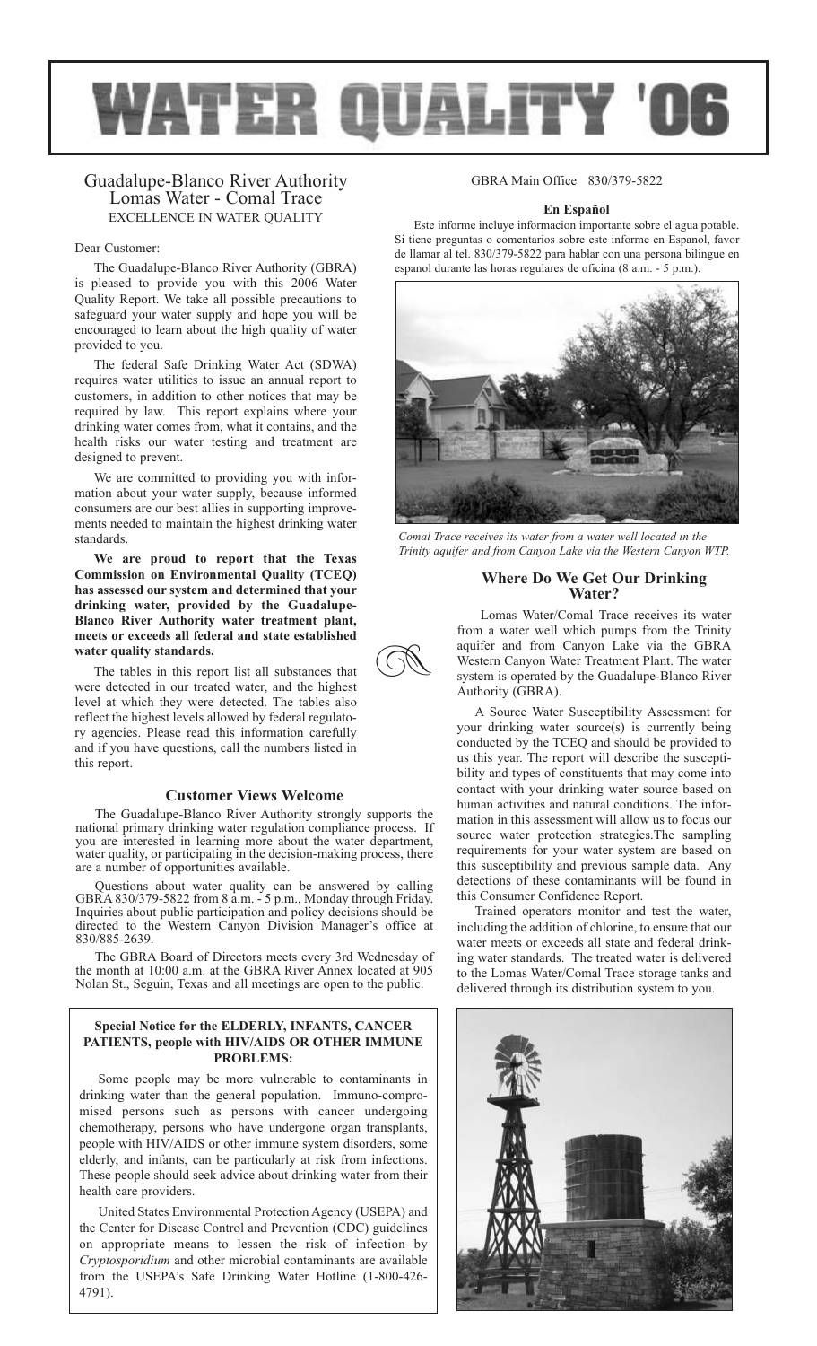# WATER QUALITY '06

## Guadalupe-Blanco River Authority
## Lomas Water - Comal Trace
EXCELLENCE IN WATER QUALITY

Dear Customer:

The Guadalupe-Blanco River Authority (GBRA) is pleased to provide you with this 2006 Water Quality Report. We take all possible precautions to safeguard your water supply and hope you will be encouraged to learn about the high quality of water provided to you.

The federal Safe Drinking Water Act (SDWA) requires water utilities to issue an annual report to customers, in addition to other notices that may be required by law. This report explains where your drinking water comes from, what it contains, and the health risks our water testing and treatment are designed to prevent.

We are committed to providing you with information about your water supply, because informed consumers are our best allies in supporting improvements needed to maintain the highest drinking water standards.

**We are proud to report that the Texas Commission on Environmental Quality (TCEQ) has assessed our system and determined that your drinking water, provided by the Guadalupe-Blanco River Authority water treatment plant, meets or exceeds all federal and state established water quality standards.**

The tables in this report list all substances that were detected in our treated water, and the highest level at which they were detected. The tables also reflect the highest levels allowed by federal regulatory agencies. Please read this information carefully and if you have questions, call the numbers listed in this report.

### Customer Views Welcome

The Guadalupe-Blanco River Authority strongly supports the national primary drinking water regulation compliance process. If you are interested in learning more about the water department, water quality, or participating in the decision-making process, there are a number of opportunities available.

Questions about water quality can be answered by calling GBRA 830/379-5822 from 8 a.m. - 5 p.m., Monday through Friday. Inquiries about public participation and policy decisions should be directed to the Western Canyon Division Manager's office at 830/885-2639.

The GBRA Board of Directors meets every 3rd Wednesday of the month at 10:00 a.m. at the GBRA River Annex located at 905 Nolan St., Seguin, Texas and all meetings are open to the public.

**Special Notice for the ELDERLY, INFANTS, CANCER PATIENTS, people with HIV/AIDS OR OTHER IMMUNE PROBLEMS:**

Some people may be more vulnerable to contaminants in drinking water than the general population. Immuno-compromised persons such as persons with cancer undergoing chemotherapy, persons who have undergone organ transplants, people with HIV/AIDS or other immune system disorders, some elderly, and infants, can be particularly at risk from infections. These people should seek advice about drinking water from their health care providers.

United States Environmental Protection Agency (USEPA) and the Center for Disease Control and Prevention (CDC) guidelines on appropriate means to lessen the risk of infection by *Cryptosporidium* and other microbial contaminants are available from the USEPA's Safe Drinking Water Hotline (1-800-426-4791).

GBRA Main Office 830/379-5822

**En Español**

Este informe incluye informacion importante sobre el agua potable. Si tiene preguntas o comentarios sobre este informe en Espanol, favor de llamar al tel. 830/379-5822 para hablar con una persona bilingue en espanol durante las horas regulares de oficina (8 a.m. - 5 p.m.).

*Comal Trace receives its water from a water well located in the Trinity aquifer and from Canyon Lake via the Western Canyon WTP.*

### Where Do We Get Our Drinking Water?

Lomas Water/Comal Trace receives its water from a water well which pumps from the Trinity aquifer and from Canyon Lake via the GBRA Western Canyon Water Treatment Plant. The water system is operated by the Guadalupe-Blanco River Authority (GBRA).

A Source Water Susceptibility Assessment for your drinking water source(s) is currently being conducted by the TCEQ and should be provided to us this year. The report will describe the susceptibility and types of constituents that may come into contact with your drinking water source based on human activities and natural conditions. The information in this assessment will allow us to focus our source water protection strategies.The sampling requirements for your water system are based on this susceptibility and previous sample data. Any detections of these contaminants will be found in this Consumer Confidence Report.

Trained operators monitor and test the water, including the addition of chlorine, to ensure that our water meets or exceeds all state and federal drinking water standards. The treated water is delivered to the Lomas Water/Comal Trace storage tanks and delivered through its distribution system to you.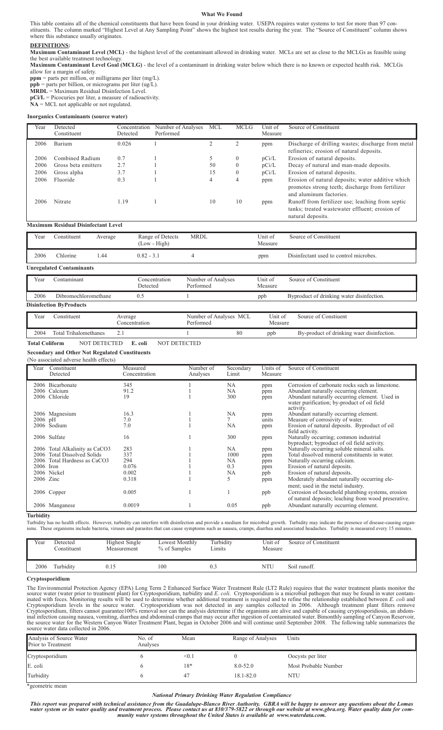## What We Found

This table contains all of the chemical constituents that have been found in your drinking water. USEPA requires water systems to test for more than 97 constituents. The column marked "Highest Level at Any Sampling Point" shows the highest test results during the year. The "Source of Constituent" column shows where this substance usually originates.

**DEFINITIONS:**

**Maximum Contaminant Level (MCL)** - the highest level of the contaminant allowed in drinking water. MCLs are set as close to the MCLGs as feasible using the best available treatment technology.

**Maximum Contaminant Level Goal (MCLG)** - the level of a contaminant in drinking water below which there is no known or expected health risk. MCLGs allow for a margin of safety.

**ppm** = parts per million, or milligrams per liter (mg/L).

**ppb** = parts per billion, or micrograms per liter (ug/L).

**MRDL** = Maximum Residual Disinfection Level.

**pCi/L** = Picocuries per liter, a measure of radioactivity.

**NA** = MCL not applicable or not regulated.

### Inorganics Contaminants (source water)

| Year | Detected Constituent | Concentration Detected | Number of Analyses Performed | MCL | MCLG | Unit of Measure | Source of Constituent |
|---|---|---|---|---|---|---|---|
| 2006 | Barium | 0.026 | 1 | 2 | 2 | ppm | Discharge of drilling wastes; discharge from metal refineries; erosion of natural deposits. |
| 2006 | Combined Radium | 0.7 | 1 | 5 | 0 | pCi/L | Erosion of natural deposits. |
| 2006 | Gross beta emitters | 2.7 | 1 | 50 | 0 | pCi/L | Decay of natural and man-made deposits. |
| 2006 | Gross alpha | 3.7 | 1 | 15 | 0 | pCi/L | Erosion of natural deposits. |
| 2006 | Fluoride | 0.3 | 1 | 4 | 4 | ppm | Erosion of natural deposits; water additive which promotes strong teeth; discharge from fertilizer and aluminum factories. |
| 2006 | Nitrate | 1.19 | 1 | 10 | 10 | ppm | Runoff from fertilizer use; leaching from septic tanks; treated wastewater effluent; erosion of natural deposits. |

### Maximum Residual Disinfectant Level

| Year | Constituent | Average | Range of Detects (Low - High) | MRDL | Unit of Measure | Source of Constituent |
|---|---|---|---|---|---|---|
| 2006 | Chlorine | 1.44 | 0.82 - 3.1 | 4 | ppm | Disinfectant used to control microbes. |

### Unregulated Contaminants

| Year | Contaminant | Concentration Detected | Number of Analyses Performed | Unit of Measure | Source of Constituent |
|---|---|---|---|---|---|
| 2006 | Dibromochloromethane | 0.5 | 1 | ppb | Byproduct of drinking water disinfection. |

### Disinfection ByProducts

| Year | Constituent | Average Concentration | Number of Analyses Performed | MCL | Unit of Measure | Source of Constiuent |
|---|---|---|---|---|---|---|
| 2004 | Total Trihalomethanes | 2.1 | 1 | 80 | ppb | By-product of drinking waer disinfection. |

**Total Coliform** NOT DETECTED **E. coli** NOT DETECTED

### Secondary and Other Not Regulated Constituents

(No associated adverse health effects)

| Year | Constituent Detected | Measured Concentration | Number of Analyses | Secondary Limit | Units of Measure | Source of Constituent |
|---|---|---|---|---|---|---|
| 2006 | Bicarbonate | 345 | 1 | NA | ppm | Corrosion of carbonate rocks such as limestone. |
| 2006 | Calcium | 91.2 | 1 | NA | ppm | Abundant naturally occurring element. |
| 2006 | Chloride | 19 | 1 | 300 | ppm | Abundant naturally occurring element. Used in water purification; by-product of oil field activity. |
| 2006 | Magnesium | 16.3 | 1 | NA | ppm | Abundant naturally occurring element. |
| 2006 | pH | 7.0 | 1 | 7 | units | Measure of corrosivity of water. |
| 2006 | Sodium | 7.0 | 1 | NA | ppm | Erosion of natural deposits. Byproduct of oil field activity. |
| 2006 | Sulfate | 16 | 1 | 300 | ppm | Naturally occurring; common industrial byproduct; byproduct of oil field activity. |
| 2006 | Total Alkalinity as CaCO3 | 283 | 1 | NA | ppm | Naturally occurring soluble mineral salts. |
| 2006 | Total Dissolved Solids | 337 | 1 | 1000 | ppm | Total dissolved mineral constituents in water. |
| 2006 | Total Hardness as CaCO3 | 294 | 1 | NA | ppm | Naturally occurring calcium. |
| 2006 | Iron | 0.076 | 1 | 0.3 | ppm | Erosion of natural deposits. |
| 2006 | Nickel | 0.002 | 1 | NA | ppb | Erosion of natural deposits. |
| 2006 | Zinc | 0.318 | 1 | 5 | ppm | Moderately abundant naturally occurring element; used in the metal industry. |
| 2006 | Copper | 0.005 | 1 | 1 | ppb | Corrosion of household plumbing systems, erosion of natural deposits; leaching from wood preservative. |
| 2006 | Manganese | 0.0019 | 1 | 0.05 | ppb | Abundant naturally occurring element. |

### Turbidity

Turbidity has no health effects. However, turbidity can interfere with disinfection and provide a medium for microbial growth. Turbidity may indicate the presence of disease-causing organisms. These organisms include bacteria, viruses and parasites that can cause symptoms such as nausea, cramps, diarrhea and associated headaches. Turbidity is measured every 15 minutes.

| Year | Detected Constituent | Highest Single Measurement | Lowest Monthly % of Samples | Turbidity Limits | Unit of Measure | Source of Constituent |
|---|---|---|---|---|---|---|
| 2006 | Turbidity | 0.15 | 100 | 0.3 | NTU | Soil runoff. |

### Cryptosporidium

The Environmental Protection Agency (EPA) Long Term 2 Enhanced Surface Water Treatment Rule (LT2 Rule) requires that the water treatment plants monitor the source water (water prior to treatment plant) for Cryptosporidium, turbidity and *E. coli*. Cryptosporidium is a microbial pathogen that may be found in water contaminated with feces. Monitoring results will be used to determine whether additional treatment is required and to refine the relationship established between *E. coli* and Cryptosporidium levels in the source water. Cryptosporidium was not detected in any samples collected in 2006. Although treatment plant filters remove Cryptosporidium, filters cannot guarantee100% removal nor can the analysis determine if the organisms are alive and capable of causing cryptosporidiosis, an abdominal infection causing nausea, vomiting, diarrhea and abdominal cramps that may occur after ingestion of contaminated water. Bimonthly sampling of Canyon Reservoir, the source water for the Western Canyon Water Treatment Plant, began in October 2006 and will continue until September 2008. The following table summarizes the source water data collected in 2006.

| Analysis of Source Water Prior to Treatment | No. of Analyses | Mean | Range of Analyses | Units |
|---|---|---|---|---|
| Cryptosporidium | 6 | <0.1 | 0 | Oocysts per liter |
| E. coli | 6 | 18* | 8.0-52.0 | Most Probable Number |
| Turbidity | 6 | 47 | 18.1-82.0 | NTU |

*geometric mean

***National Primary Drinking Water Regulation Compliance***

***This report was prepared with technical assistance from the Guadalupe-Blanco River Authority. GBRA will be happy to answer any questions about the Lomas water system or its water quality and treatment process. Please contact us at 830/379-5822 or through our website at www.gbra.org. Water quality data for community water systems throughout the United States is available at www.waterdata.com.***